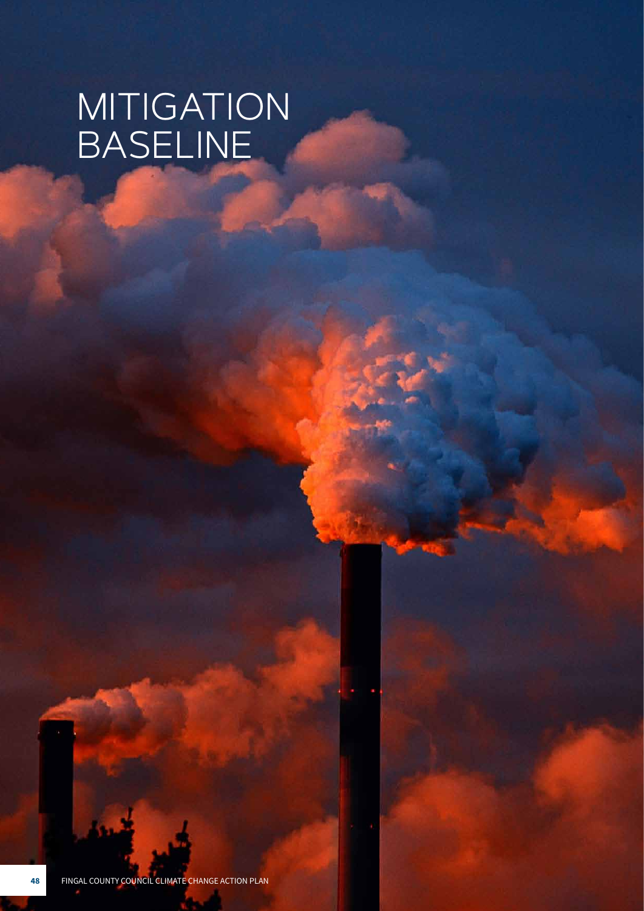# MITIGATION BASELINE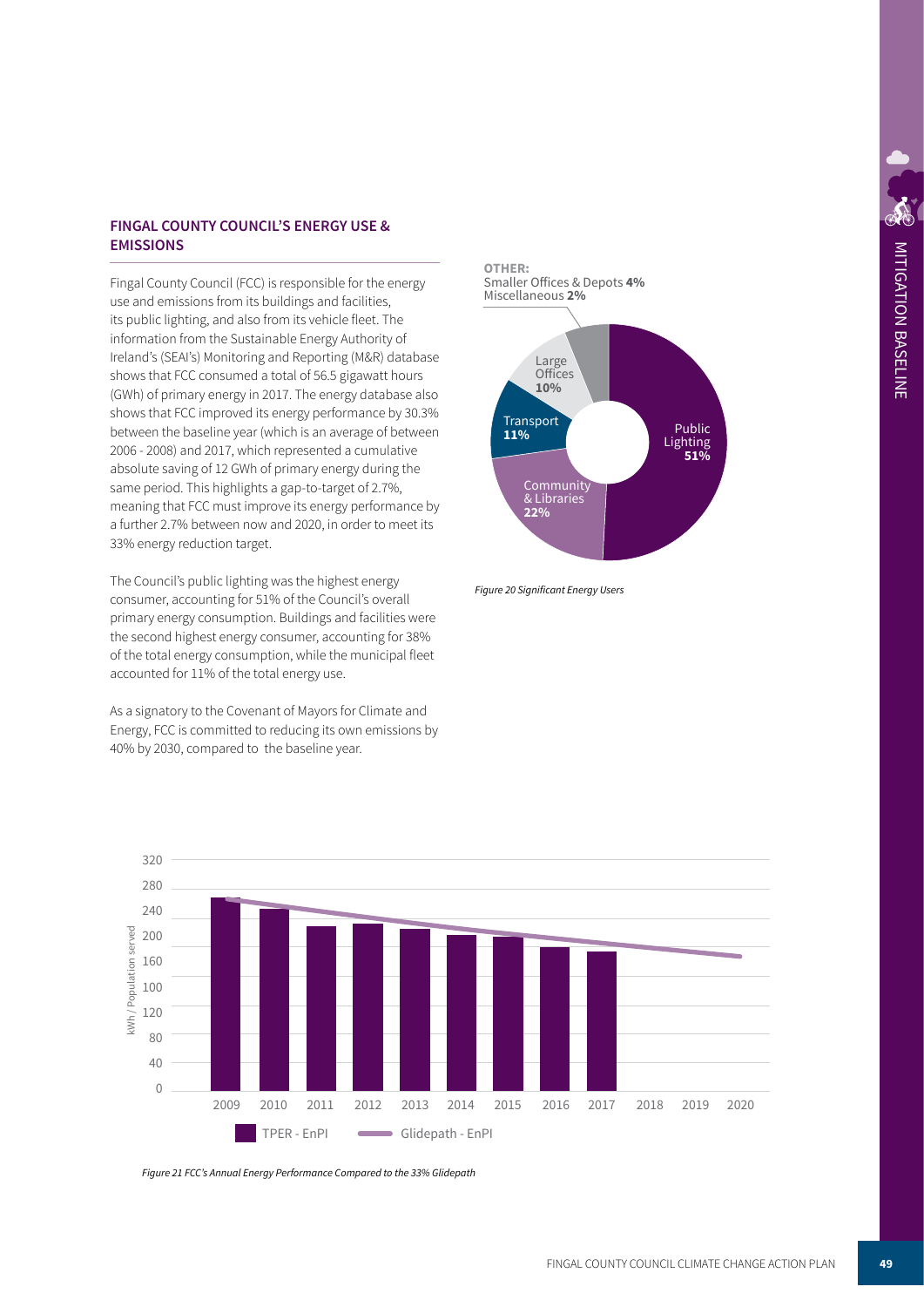## FINGAL COUNTY COUNCIL'S ENERGY USE & EMISSIONS

Fingal County Council (FCC) is responsible for the energy use and emissions from its buildings and facilities, its public lighting, and also from its vehicle fleet. The information from the Sustainable Energy Authority of Ireland's (SEAI's) Monitoring and Reporting (M&R) database shows that FCC consumed a total of 56.5 gigawatt hours (GWh) of primary energy in 2017. The energy database also shows that FCC improved its energy performance by 30.3% between the baseline year (which is an average of between 2006 - 2008) and 2017, which represented a cumulative absolute saving of 12 GWh of primary energy during the same period. This highlights a gap-to-target of 2.7%, meaning that FCC must improve its energy performance by a further 2.7% between now and 2020, in order to meet its 33% energy reduction target.

The Council's public lighting was the highest energy consumer, accounting for 51% of the Council's overall primary energy consumption. Buildings and facilities were the second highest energy consumer, accounting for 38% of the total energy consumption, while the municipal fleet accounted for 11% of the total energy use.

As a signatory to the Covenant of Mayors for Climate and Energy, FCC is committed to reducing its own emissions by 40% by 2030, compared to the baseline year.

OTHER:
Smaller Offices & Depots **4%**
Miscellaneous **2%**

Large Offices **10%**
Transport **11%**
Community & Libraries **22%**
Public Lighting **51%**

*Figure 20 Significant Energy Users*

kWh / Population served

320
280
240
200
160
100
120
80
40
0

2009 2010 2011 2012 2013 2014 2015 2016 2017 2018 2019 2020

TPER - EnPI
Glidepath - EnPI

*Figure 21 FCC's Annual Energy Performance Compared to the 33% Glidepath*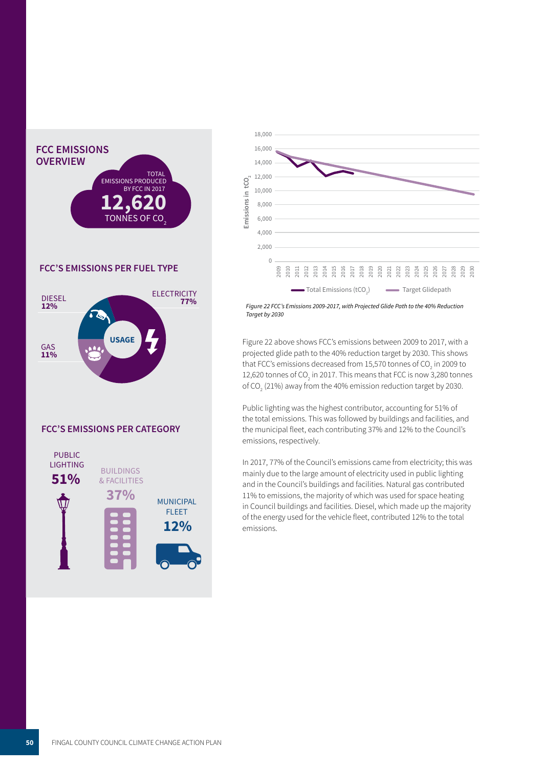## FCC EMISSIONS OVERVIEW

TOTAL EMISSIONS PRODUCED BY FCC IN 2017

**12,620**

TONNES OF $CO_2$

### FCC'S EMISSIONS PER FUEL TYPE

USAGE

DIESEL **12%**

ELECTRICITY **77%**

GAS **11%**

### FCC'S EMISSIONS PER CATEGORY

PUBLIC LIGHTING **51%**

BUILDINGS & FACILITIES **37%**

MUNICIPAL FLEET **12%**

Emissions in $tCO_2$

18,000
16,000
14,000
12,000
10,000
8,000
6,000
4,000
2,000
0

2009 2010 2011 2012 2013 2014 2015 2016 2017 2018 2019 2020 2021 2022 2023 2024 2025 2026 2027 2028 2029 2030

Total Emissions ($tCO_2$) — Target Glidepath

*Figure 22 FCC's Emissions 2009-2017, with Projected Glide Path to the 40% Reduction Target by 2030*

Figure 22 above shows FCC's emissions between 2009 to 2017, with a projected glide path to the 40% reduction target by 2030. This shows that FCC's emissions decreased from 15,570 tonnes of $CO_2$ in 2009 to 12,620 tonnes of $CO_2$ in 2017. This means that FCC is now 3,280 tonnes of $CO_2$ (21%) away from the 40% emission reduction target by 2030.

Public lighting was the highest contributor, accounting for 51% of the total emissions. This was followed by buildings and facilities, and the municipal fleet, each contributing 37% and 12% to the Council's emissions, respectively.

In 2017, 77% of the Council's emissions came from electricity; this was mainly due to the large amount of electricity used in public lighting and in the Council's buildings and facilities. Natural gas contributed 11% to emissions, the majority of which was used for space heating in Council buildings and facilities. Diesel, which made up the majority of the energy used for the vehicle fleet, contributed 12% to the total emissions.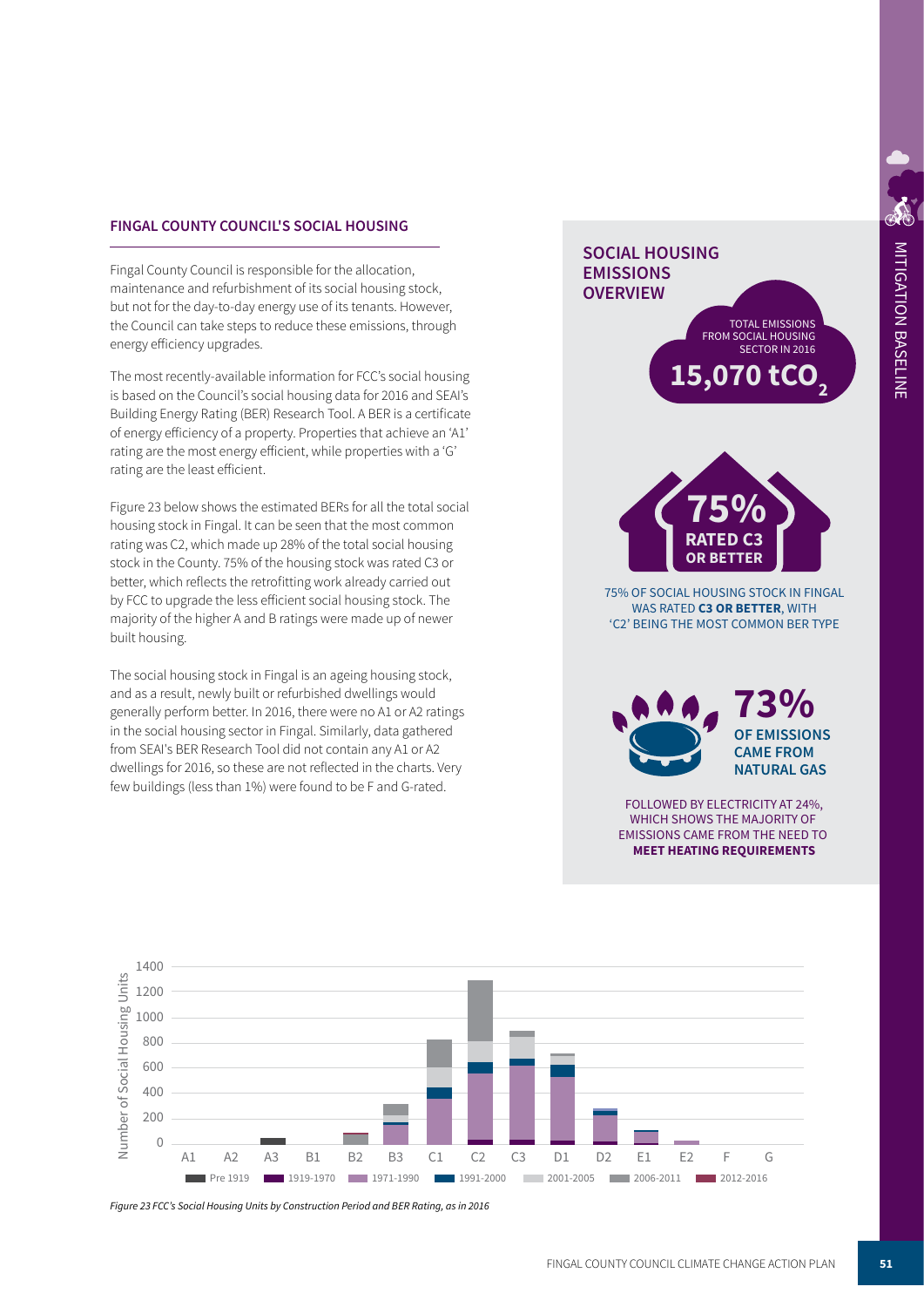## FINGAL COUNTY COUNCIL'S SOCIAL HOUSING

Fingal County Council is responsible for the allocation, maintenance and refurbishment of its social housing stock, but not for the day-to-day energy use of its tenants. However, the Council can take steps to reduce these emissions, through energy efficiency upgrades.

The most recently-available information for FCC's social housing is based on the Council's social housing data for 2016 and SEAI's Building Energy Rating (BER) Research Tool. A BER is a certificate of energy efficiency of a property. Properties that achieve an 'A1' rating are the most energy efficient, while properties with a 'G' rating are the least efficient.

Figure 23 below shows the estimated BERs for all the total social housing stock in Fingal. It can be seen that the most common rating was C2, which made up 28% of the total social housing stock in the County. 75% of the housing stock was rated C3 or better, which reflects the retrofitting work already carried out by FCC to upgrade the less efficient social housing stock. The majority of the higher A and B ratings were made up of newer built housing.

The social housing stock in Fingal is an ageing housing stock, and as a result, newly built or refurbished dwellings would generally perform better. In 2016, there were no A1 or A2 ratings in the social housing sector in Fingal. Similarly, data gathered from SEAI's BER Research Tool did not contain any A1 or A2 dwellings for 2016, so these are not reflected in the charts. Very few buildings (less than 1%) were found to be F and G-rated.

## SOCIAL HOUSING EMISSIONS OVERVIEW

TOTAL EMISSIONS FROM SOCIAL HOUSING SECTOR IN 2016

**15,070 $tCO_2$**

**75%**
**RATED C3 OR BETTER**

75% OF SOCIAL HOUSING STOCK IN FINGAL WAS RATED **C3 OR BETTER**, WITH 'C2' BEING THE MOST COMMON BER TYPE

**73%**
**OF EMISSIONS CAME FROM NATURAL GAS**

FOLLOWED BY ELECTRICITY AT 24%, WHICH SHOWS THE MAJORITY OF EMISSIONS CAME FROM THE NEED TO **MEET HEATING REQUIREMENTS**

Number of Social Housing Units
1400
1200
1000
800
600
400
200
0
A1 A2 A3 B1 B2 B3 C1 C2 C3 D1 D2 E1 E2 F G
Pre 1919 | 1919-1970 | 1971-1990 | 1991-2000 | 2001-2005 | 2006-2011 | 2012-2016

*Figure 23 FCC's Social Housing Units by Construction Period and BER Rating, as in 2016*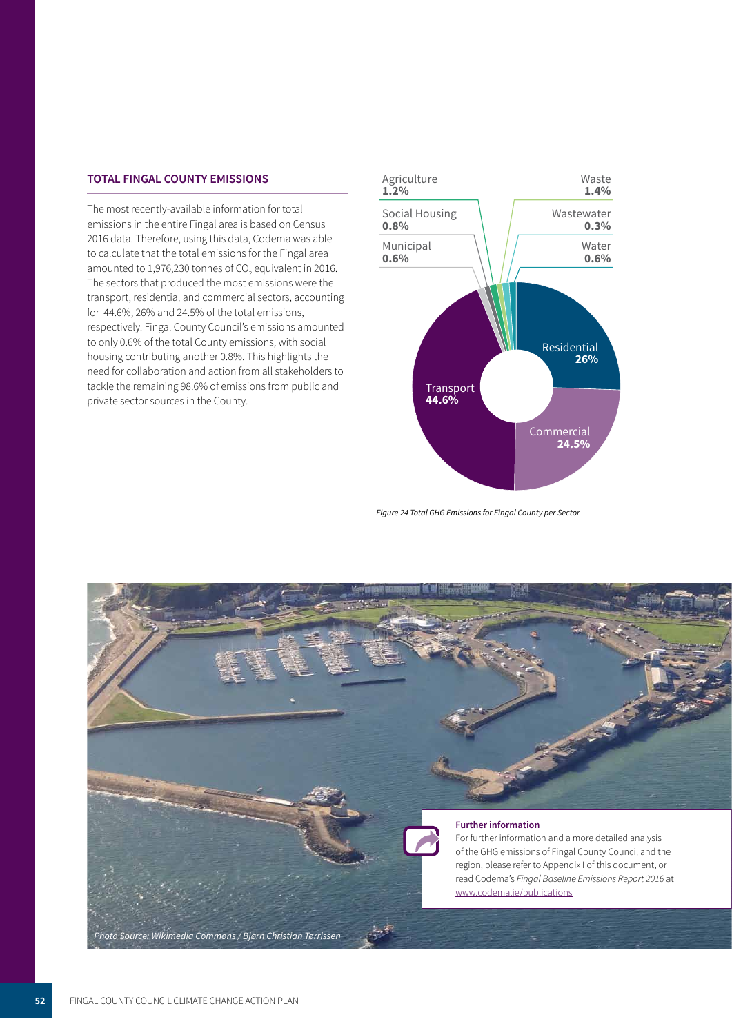## TOTAL FINGAL COUNTY EMISSIONS

The most recently-available information for total emissions in the entire Fingal area is based on Census 2016 data. Therefore, using this data, Codema was able to calculate that the total emissions for the Fingal area amounted to 1,976,230 tonnes of $CO_2$ equivalent in 2016. The sectors that produced the most emissions were the transport, residential and commercial sectors, accounting for 44.6%, 26% and 24.5% of the total emissions, respectively. Fingal County Council's emissions amounted to only 0.6% of the total County emissions, with social housing contributing another 0.8%. This highlights the need for collaboration and action from all stakeholders to tackle the remaining 98.6% of emissions from public and private sector sources in the County.

Agriculture **1.2%**

Social Housing **0.8%**

Municipal **0.6%**

Waste **1.4%**

Wastewater **0.3%**

Water **0.6%**

Residential **26%**

Commercial **24.5%**

Transport **44.6%**

*Figure 24 Total GHG Emissions for Fingal County per Sector*

*Photo Source: Wikimedia Commons / Bjørn Christian Tørrissen*

**Further information**

For further information and a more detailed analysis of the GHG emissions of Fingal County Council and the region, please refer to Appendix I of this document, or read Codema's *Fingal Baseline Emissions Report 2016* at www.codema.ie/publications